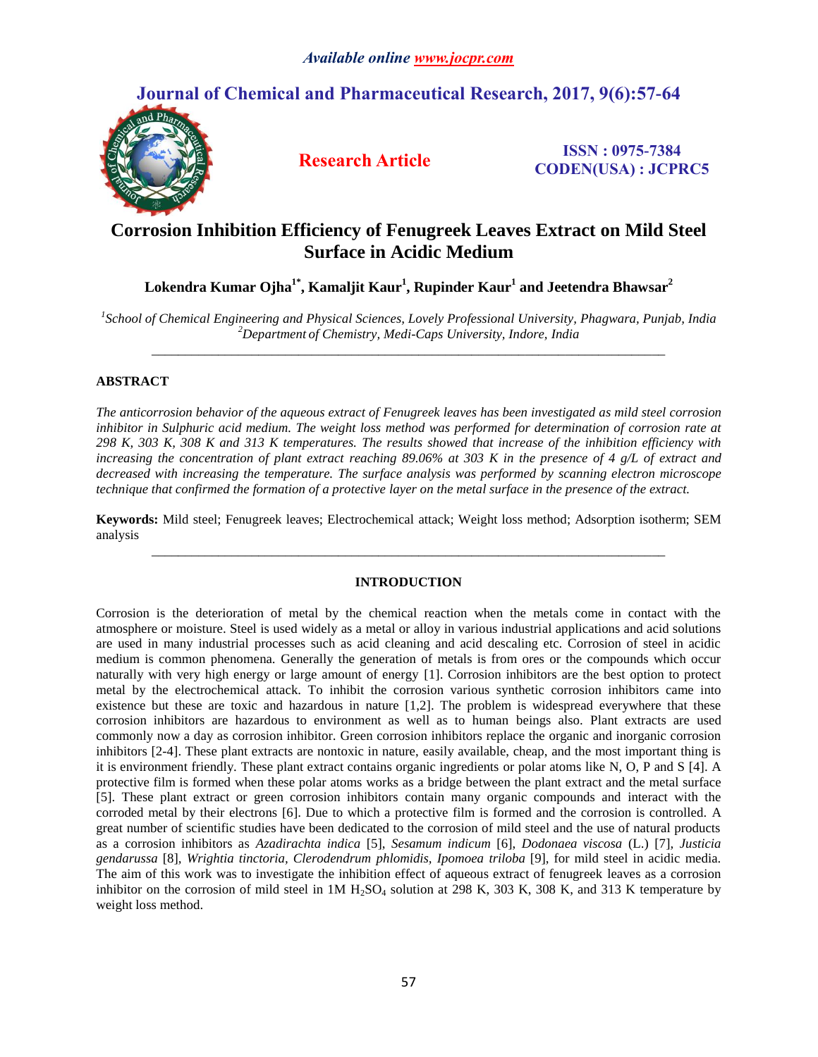# Corrosion Inhibition Efficiency of Fenugreek Leaves Extract on Mild Steel Surface in Acidic Medium

**Lokendra Kumar Ojha[1*], Kamaljit Kaur[1], Rupinder Kaur[1] and Jeetendra Bhawsar[2]**

*[1]School of Chemical Engineering and Physical Sciences, Lovely Professional University, Phagwara, Punjab, India*
*[2]Department of Chemistry, Medi-Caps University, Indore, India*

---

## ABSTRACT

*The anticorrosion behavior of the aqueous extract of Fenugreek leaves has been investigated as mild steel corrosion inhibitor in Sulphuric acid medium. The weight loss method was performed for determination of corrosion rate at 298 K, 303 K, 308 K and 313 K temperatures. The results showed that increase of the inhibition efficiency with increasing the concentration of plant extract reaching 89.06% at 303 K in the presence of 4 g/L of extract and decreased with increasing the temperature. The surface analysis was performed by scanning electron microscope technique that confirmed the formation of a protective layer on the metal surface in the presence of the extract.*

**Keywords:** Mild steel; Fenugreek leaves; Electrochemical attack; Weight loss method; Adsorption isotherm; SEM analysis

---

## INTRODUCTION

Corrosion is the deterioration of metal by the chemical reaction when the metals come in contact with the atmosphere or moisture. Steel is used widely as a metal or alloy in various industrial applications and acid solutions are used in many industrial processes such as acid cleaning and acid descaling etc. Corrosion of steel in acidic medium is common phenomena. Generally the generation of metals is from ores or the compounds which occur naturally with very high energy or large amount of energy [1]. Corrosion inhibitors are the best option to protect metal by the electrochemical attack. To inhibit the corrosion various synthetic corrosion inhibitors came into existence but these are toxic and hazardous in nature [1,2]. The problem is widespread everywhere that these corrosion inhibitors are hazardous to environment as well as to human beings also. Plant extracts are used commonly now a day as corrosion inhibitor. Green corrosion inhibitors replace the organic and inorganic corrosion inhibitors [2-4]. These plant extracts are nontoxic in nature, easily available, cheap, and the most important thing is it is environment friendly. These plant extract contains organic ingredients or polar atoms like N, O, P and S [4]. A protective film is formed when these polar atoms works as a bridge between the plant extract and the metal surface [5]. These plant extract or green corrosion inhibitors contain many organic compounds and interact with the corroded metal by their electrons [6]. Due to which a protective film is formed and the corrosion is controlled. A great number of scientific studies have been dedicated to the corrosion of mild steel and the use of natural products as a corrosion inhibitors as *Azadirachta indica* [5], *Sesamum indicum* [6], *Dodonaea viscosa* (L.) [7], *Justicia gendarussa* [8], *Wrightia tinctoria, Clerodendrum phlomidis, Ipomoea triloba* [9], for mild steel in acidic media. The aim of this work was to investigate the inhibition effect of aqueous extract of fenugreek leaves as a corrosion inhibitor on the corrosion of mild steel in 1M $H_2SO_4$ solution at 298 K, 303 K, 308 K, and 313 K temperature by weight loss method.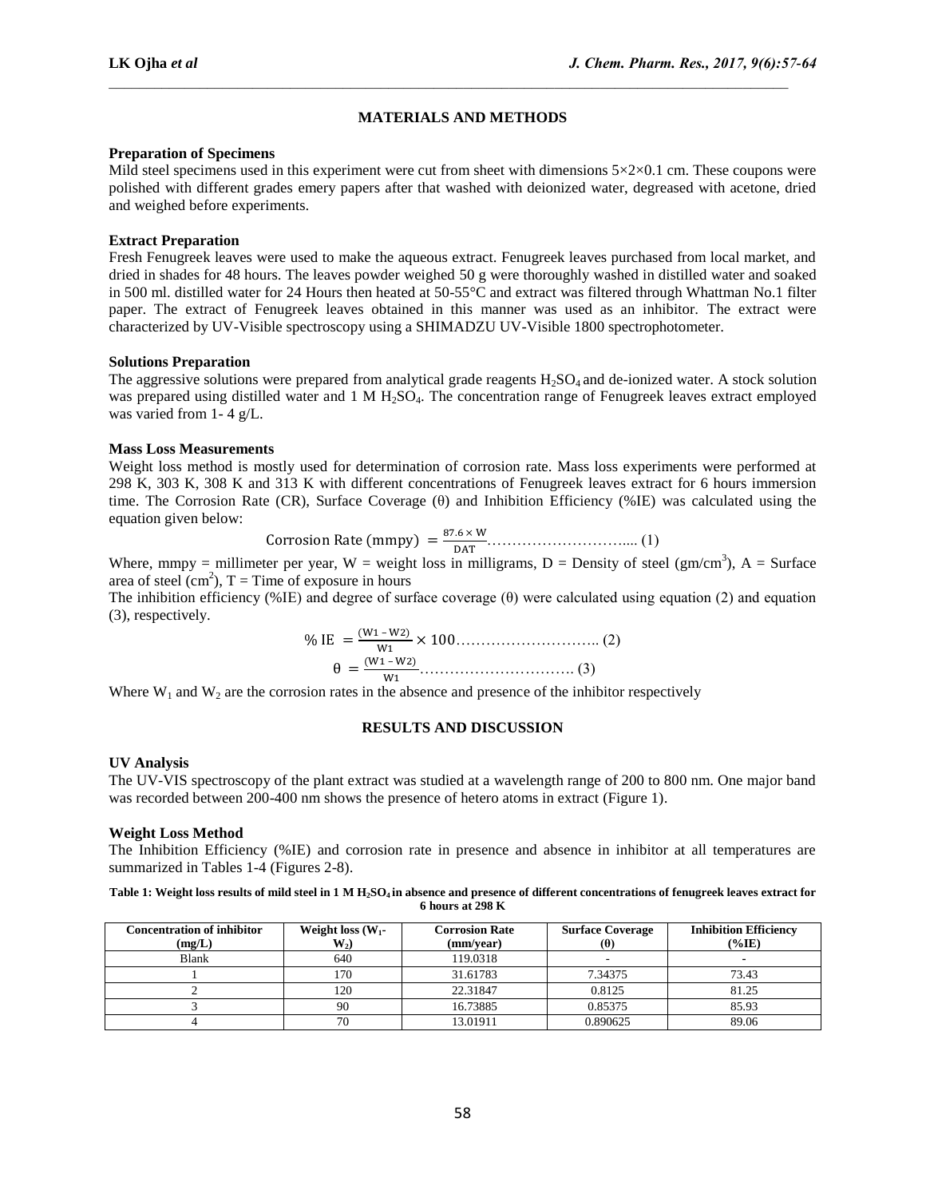## MATERIALS AND METHODS

### Preparation of Specimens

Mild steel specimens used in this experiment were cut from sheet with dimensions 5×2×0.1 cm. These coupons were polished with different grades emery papers after that washed with deionized water, degreased with acetone, dried and weighed before experiments.

### Extract Preparation

Fresh Fenugreek leaves were used to make the aqueous extract. Fenugreek leaves purchased from local market, and dried in shades for 48 hours. The leaves powder weighed 50 g were thoroughly washed in distilled water and soaked in 500 ml. distilled water for 24 Hours then heated at 50-55°C and extract was filtered through Whattman No.1 filter paper. The extract of Fenugreek leaves obtained in this manner was used as an inhibitor. The extract were characterized by UV-Visible spectroscopy using a SHIMADZU UV-Visible 1800 spectrophotometer.

### Solutions Preparation

The aggressive solutions were prepared from analytical grade reagents $H_2SO_4$ and de-ionized water. A stock solution was prepared using distilled water and 1 M $H_2SO_4$. The concentration range of Fenugreek leaves extract employed was varied from 1- 4 g/L.

### Mass Loss Measurements

Weight loss method is mostly used for determination of corrosion rate. Mass loss experiments were performed at 298 K, 303 K, 308 K and 313 K with different concentrations of Fenugreek leaves extract for 6 hours immersion time. The Corrosion Rate (CR), Surface Coverage (θ) and Inhibition Efficiency (%IE) was calculated using the equation given below:

$$\text{Corrosion Rate (mmpy)} = \frac{87.6 \times W}{DAT} \quad \text{.....(1)}$$

Where, mmpy = millimeter per year, W = weight loss in milligrams, D = Density of steel (gm/cm$^3$), A = Surface area of steel (cm$^2$), T = Time of exposure in hours

The inhibition efficiency (%IE) and degree of surface coverage (θ) were calculated using equation (2) and equation (3), respectively.

$$\%\,\text{IE} = \frac{(W1 - W2)}{W1} \times 100 \quad \text{.....(2)}$$

$$\theta = \frac{(W1 - W2)}{W1} \quad \text{.....(3)}$$

Where $W_1$ and $W_2$ are the corrosion rates in the absence and presence of the inhibitor respectively

## RESULTS AND DISCUSSION

### UV Analysis

The UV-VIS spectroscopy of the plant extract was studied at a wavelength range of 200 to 800 nm. One major band was recorded between 200-400 nm shows the presence of hetero atoms in extract (Figure 1).

### Weight Loss Method

The Inhibition Efficiency (%IE) and corrosion rate in presence and absence in inhibitor at all temperatures are summarized in Tables 1-4 (Figures 2-8).

**Table 1: Weight loss results of mild steel in 1 M $H_2SO_4$ in absence and presence of different concentrations of fenugreek leaves extract for 6 hours at 298 K**

| Concentration of inhibitor (mg/L) | Weight loss ($W_1$-$W_2$) | Corrosion Rate (mm/year) | Surface Coverage (θ) | Inhibition Efficiency (%IE) |
|---|---|---|---|---|
| Blank | 640 | 119.0318 | - | - |
| 1 | 170 | 31.61783 | 7.34375 | 73.43 |
| 2 | 120 | 22.31847 | 0.8125 | 81.25 |
| 3 | 90 | 16.73885 | 0.85375 | 85.93 |
| 4 | 70 | 13.01911 | 0.890625 | 89.06 |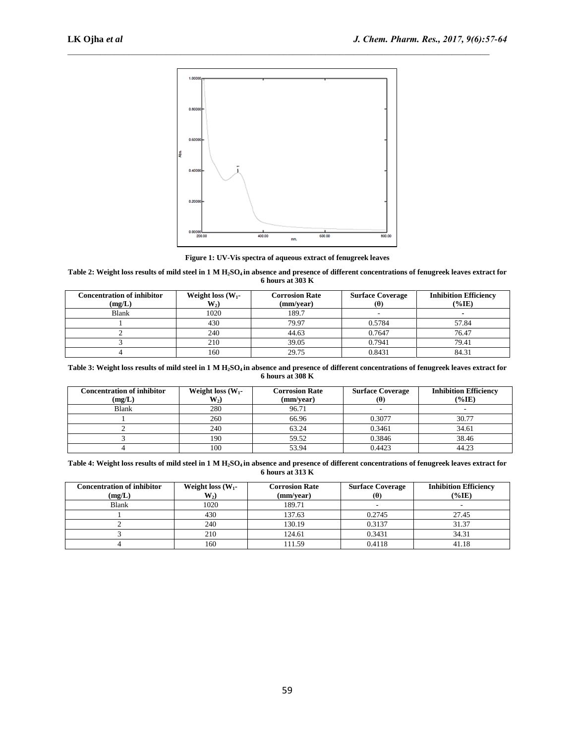Figure 1: UV-Vis spectra of aqueous extract of fenugreek leaves

**Table 2: Weight loss results of mild steel in 1 M $H_2SO_4$ in absence and presence of different concentrations of fenugreek leaves extract for 6 hours at 303 K**

| Concentration of inhibitor (mg/L) | Weight loss ($W_1$-$W_2$) | Corrosion Rate (mm/year) | Surface Coverage (θ) | Inhibition Efficiency (%IE) |
|---|---|---|---|---|
| Blank | 1020 | 189.7 | - | - |
| 1 | 430 | 79.97 | 0.5784 | 57.84 |
| 2 | 240 | 44.63 | 0.7647 | 76.47 |
| 3 | 210 | 39.05 | 0.7941 | 79.41 |
| 4 | 160 | 29.75 | 0.8431 | 84.31 |

**Table 3: Weight loss results of mild steel in 1 M $H_2SO_4$ in absence and presence of different concentrations of fenugreek leaves extract for 6 hours at 308 K**

| Concentration of inhibitor (mg/L) | Weight loss ($W_1$-$W_2$) | Corrosion Rate (mm/year) | Surface Coverage (θ) | Inhibition Efficiency (%IE) |
|---|---|---|---|---|
| Blank | 280 | 96.71 | - | - |
| 1 | 260 | 66.96 | 0.3077 | 30.77 |
| 2 | 240 | 63.24 | 0.3461 | 34.61 |
| 3 | 190 | 59.52 | 0.3846 | 38.46 |
| 4 | 100 | 53.94 | 0.4423 | 44.23 |

**Table 4: Weight loss results of mild steel in 1 M $H_2SO_4$ in absence and presence of different concentrations of fenugreek leaves extract for 6 hours at 313 K**

| Concentration of inhibitor (mg/L) | Weight loss ($W_1$-$W_2$) | Corrosion Rate (mm/year) | Surface Coverage (θ) | Inhibition Efficiency (%IE) |
|---|---|---|---|---|
| Blank | 1020 | 189.71 | - | - |
| 1 | 430 | 137.63 | 0.2745 | 27.45 |
| 2 | 240 | 130.19 | 0.3137 | 31.37 |
| 3 | 210 | 124.61 | 0.3431 | 34.31 |
| 4 | 160 | 111.59 | 0.4118 | 41.18 |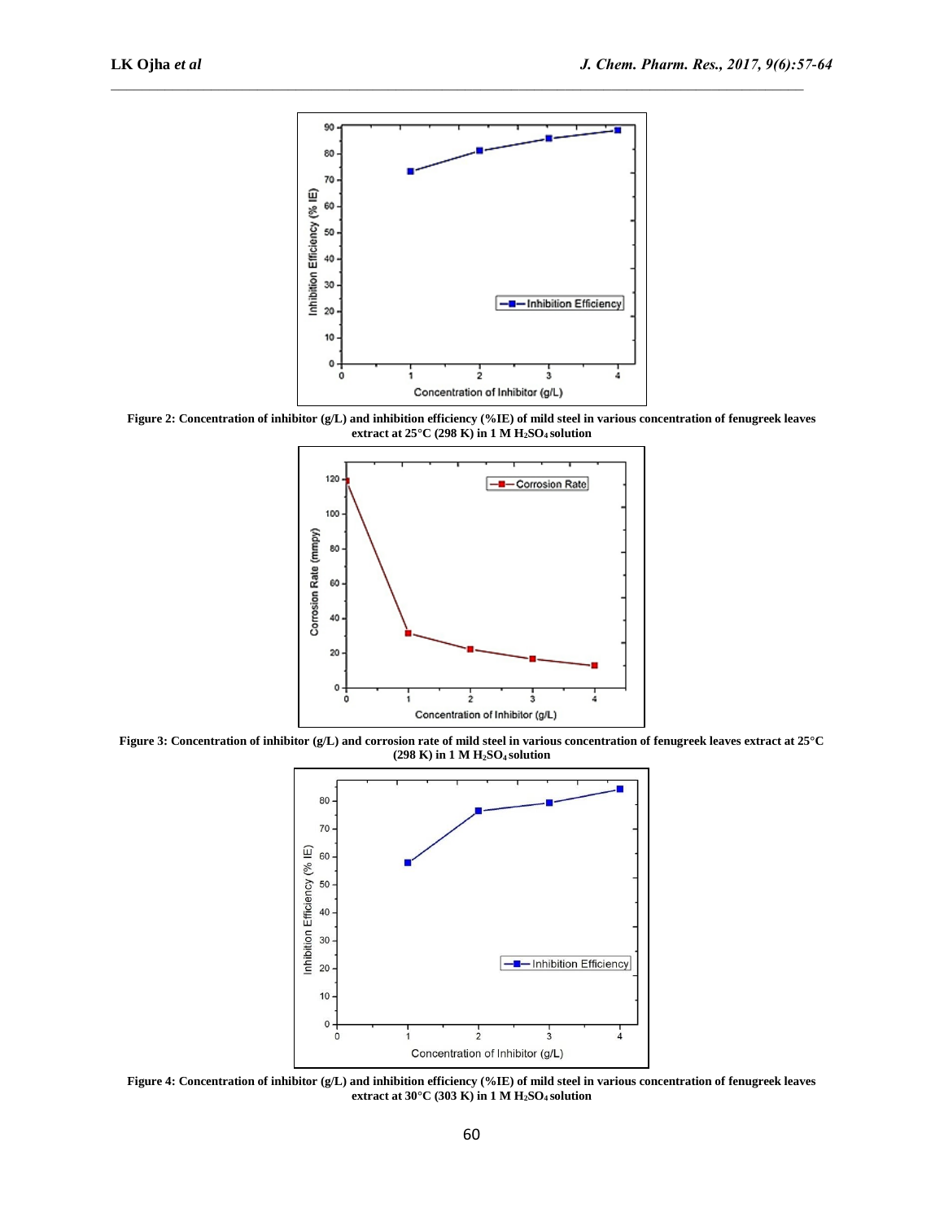Figure 2: Concentration of inhibitor (g/L) and inhibition efficiency (%IE) of mild steel in various concentration of fenugreek leaves extract at 25°C (298 K) in 1 M $H_2SO_4$ solution

Figure 3: Concentration of inhibitor (g/L) and corrosion rate of mild steel in various concentration of fenugreek leaves extract at 25°C (298 K) in 1 M $H_2SO_4$ solution

Figure 4: Concentration of inhibitor (g/L) and inhibition efficiency (%IE) of mild steel in various concentration of fenugreek leaves extract at 30°C (303 K) in 1 M $H_2SO_4$ solution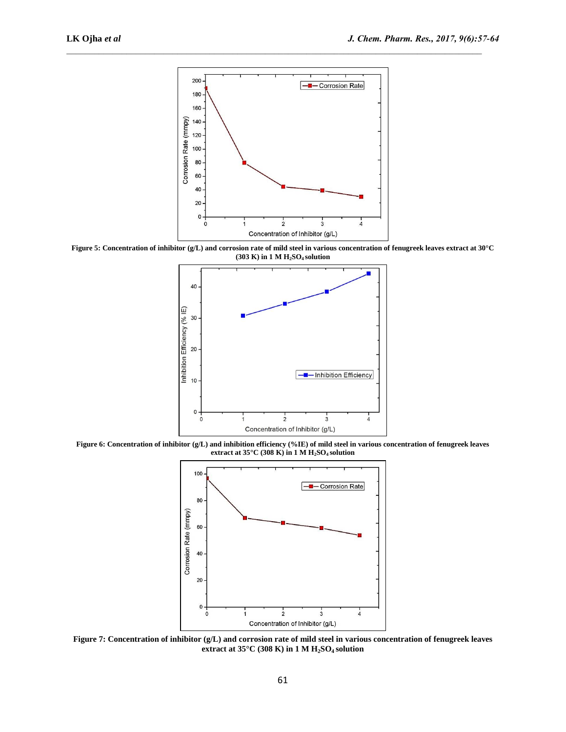**Figure 5: Concentration of inhibitor (g/L) and corrosion rate of mild steel in various concentration of fenugreek leaves extract at 30°C (303 K) in 1 M $H_2SO_4$ solution**

**Figure 6: Concentration of inhibitor (g/L) and inhibition efficiency (%IE) of mild steel in various concentration of fenugreek leaves extract at 35°C (308 K) in 1 M $H_2SO_4$ solution**

**Figure 7: Concentration of inhibitor (g/L) and corrosion rate of mild steel in various concentration of fenugreek leaves extract at 35°C (308 K) in 1 M $H_2SO_4$ solution**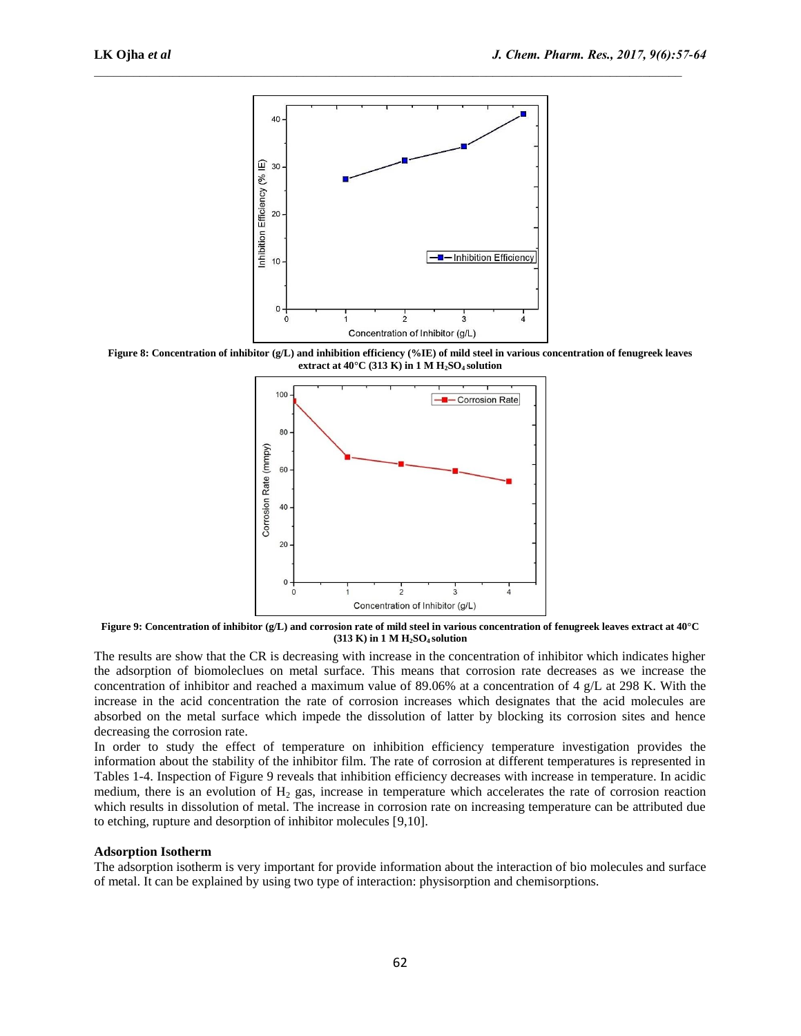**Figure 8: Concentration of inhibitor (g/L) and inhibition efficiency (%IE) of mild steel in various concentration of fenugreek leaves extract at 40°C (313 K) in 1 M $H_2SO_4$ solution**

**Figure 9: Concentration of inhibitor (g/L) and corrosion rate of mild steel in various concentration of fenugreek leaves extract at 40°C (313 K) in 1 M $H_2SO_4$ solution**

The results are show that the CR is decreasing with increase in the concentration of inhibitor which indicates higher the adsorption of biomolecules on metal surface. This means that corrosion rate decreases as we increase the concentration of inhibitor and reached a maximum value of 89.06% at a concentration of 4 g/L at 298 K. With the increase in the acid concentration the rate of corrosion increases which designates that the acid molecules are absorbed on the metal surface which impede the dissolution of latter by blocking its corrosion sites and hence decreasing the corrosion rate.

In order to study the effect of temperature on inhibition efficiency temperature investigation provides the information about the stability of the inhibitor film. The rate of corrosion at different temperatures is represented in Tables 1-4. Inspection of Figure 9 reveals that inhibition efficiency decreases with increase in temperature. In acidic medium, there is an evolution of $H_2$ gas, increase in temperature which accelerates the rate of corrosion reaction which results in dissolution of metal. The increase in corrosion rate on increasing temperature can be attributed due to etching, rupture and desorption of inhibitor molecules [9,10].

### Adsorption Isotherm

The adsorption isotherm is very important for provide information about the interaction of bio molecules and surface of metal. It can be explained by using two type of interaction: physisorption and chemisorptions.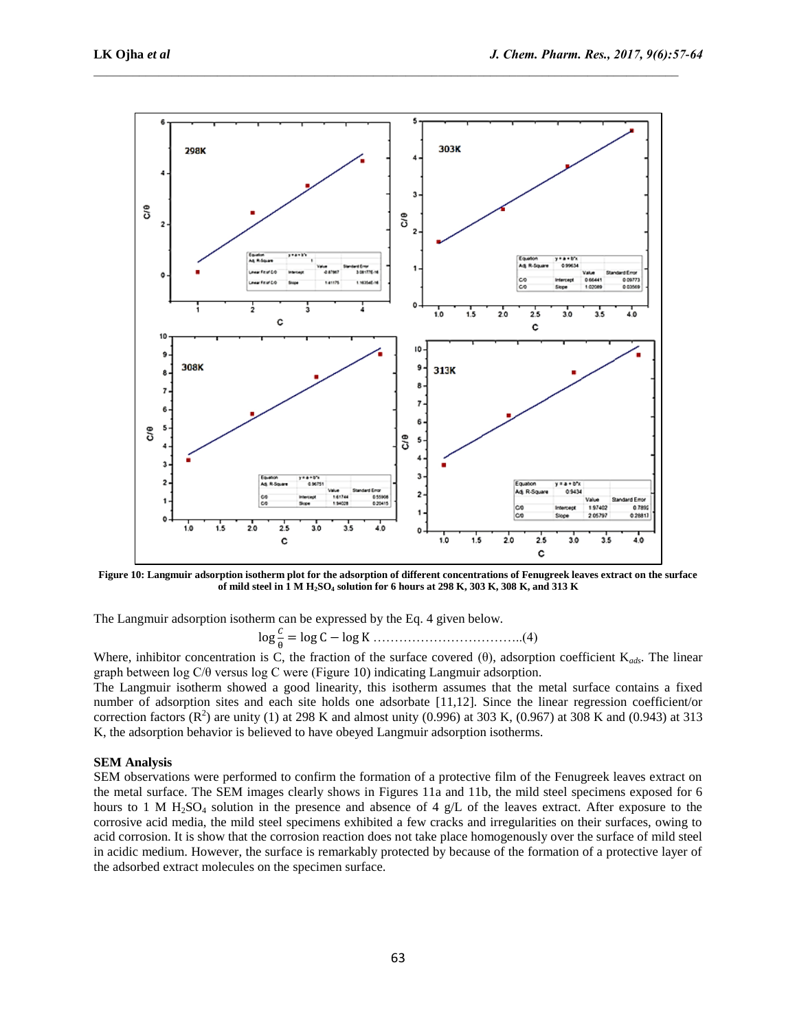Figure 10: Langmuir adsorption isotherm plot for the adsorption of different concentrations of Fenugreek leaves extract on the surface of mild steel in 1 M $H_2SO_4$ solution for 6 hours at 298 K, 303 K, 308 K, and 313 K

The Langmuir adsorption isotherm can be expressed by the Eq. 4 given below.

$$\log\frac{C}{\theta} = \log C - \log K \text{ ..................................(4)}$$

Where, inhibitor concentration is C, the fraction of the surface covered (θ), adsorption coefficient $K_{ads}$. The linear graph between log C/θ versus log C were (Figure 10) indicating Langmuir adsorption.

The Langmuir isotherm showed a good linearity, this isotherm assumes that the metal surface contains a fixed number of adsorption sites and each site holds one adsorbate [11,12]. Since the linear regression coefficient/or correction factors ($R^2$) are unity (1) at 298 K and almost unity (0.996) at 303 K, (0.967) at 308 K and (0.943) at 313 K, the adsorption behavior is believed to have obeyed Langmuir adsorption isotherms.

**SEM Analysis**

SEM observations were performed to confirm the formation of a protective film of the Fenugreek leaves extract on the metal surface. The SEM images clearly shows in Figures 11a and 11b, the mild steel specimens exposed for 6 hours to 1 M $H_2SO_4$ solution in the presence and absence of 4 g/L of the leaves extract. After exposure to the corrosive acid media, the mild steel specimens exhibited a few cracks and irregularities on their surfaces, owing to acid corrosion. It is show that the corrosion reaction does not take place homogenously over the surface of mild steel in acidic medium. However, the surface is remarkably protected by because of the formation of a protective layer of the adsorbed extract molecules on the specimen surface.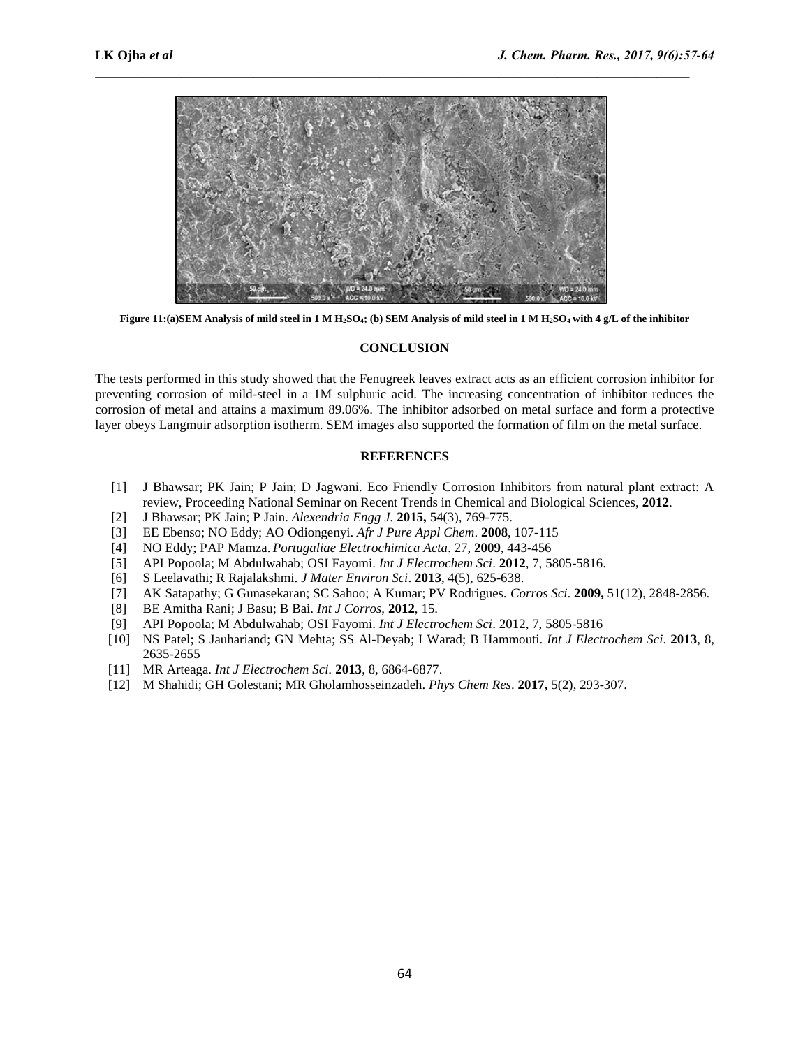Figure 11:(a)SEM Analysis of mild steel in 1 M $H_2SO_4$; (b) SEM Analysis of mild steel in 1 M $H_2SO_4$ with 4 g/L of the inhibitor

## CONCLUSION

The tests performed in this study showed that the Fenugreek leaves extract acts as an efficient corrosion inhibitor for preventing corrosion of mild-steel in a 1M sulphuric acid. The increasing concentration of inhibitor reduces the corrosion of metal and attains a maximum 89.06%. The inhibitor adsorbed on metal surface and form a protective layer obeys Langmuir adsorption isotherm. SEM images also supported the formation of film on the metal surface.

## REFERENCES

[1] J Bhawsar; PK Jain; P Jain; D Jagwani. Eco Friendly Corrosion Inhibitors from natural plant extract: A review, Proceeding National Seminar on Recent Trends in Chemical and Biological Sciences, **2012**.
[2] J Bhawsar; PK Jain; P Jain. *Alexendria Engg J*. **2015,** 54(3), 769-775.
[3] EE Ebenso; NO Eddy; AO Odiongenyi. *Afr J Pure Appl Chem*. **2008**, 107-115
[4] NO Eddy; PAP Mamza. *Portugaliae Electrochimica Acta*. 27, **2009**, 443-456
[5] API Popoola; M Abdulwahab; OSI Fayomi. *Int J Electrochem Sci*. **2012**, 7, 5805-5816.
[6] S Leelavathi; R Rajalakshmi. *J Mater Environ Sci*. **2013**, 4(5), 625-638.
[7] AK Satapathy; G Gunasekaran; SC Sahoo; A Kumar; PV Rodrigues. *Corros Sci*. **2009,** 51(12), 2848-2856.
[8] BE Amitha Rani; J Basu; B Bai. *Int J Corros*, **2012**, 15.
[9] API Popoola; M Abdulwahab; OSI Fayomi. *Int J Electrochem Sci*. 2012, 7, 5805-5816
[10] NS Patel; S Jauhariand; GN Mehta; SS Al-Deyab; I Warad; B Hammouti. *Int J Electrochem Sci*. **2013**, 8, 2635-2655
[11] MR Arteaga. *Int J Electrochem Sci*. **2013**, 8, 6864-6877.
[12] M Shahidi; GH Golestani; MR Gholamhosseinzadeh. *Phys Chem Res*. **2017,** 5(2), 293-307.